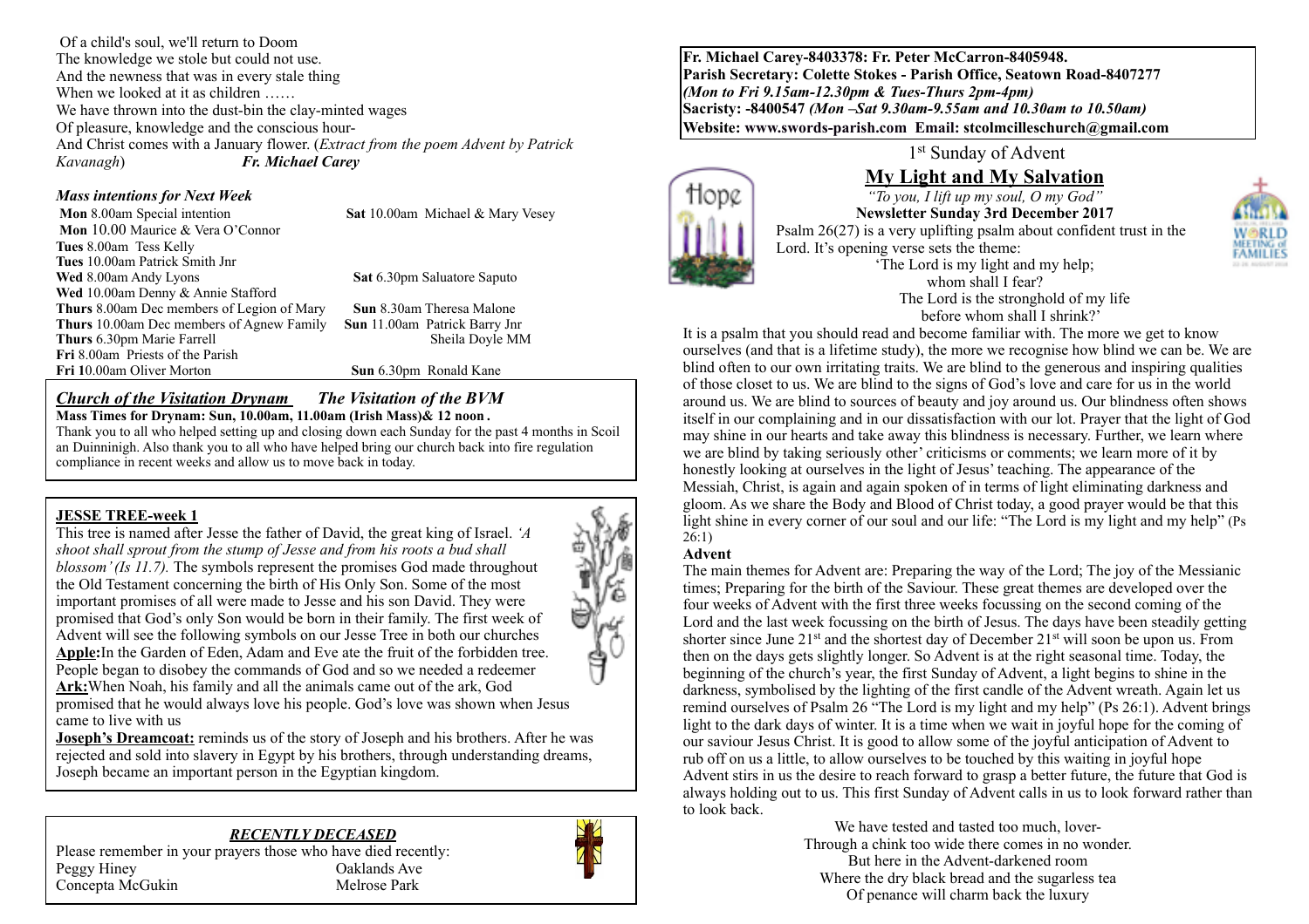Of a child's soul, we'll return to Doom
The knowledge we stole but could not use.
And the newness that was in every stale thing
When we looked at it as children ……
We have thrown into the dust-bin the clay-minted wages
Of pleasure, knowledge and the conscious hour-
And Christ comes with a January flower. (*Extract from the poem Advent by Patrick Kavanagh*) ***Fr. Michael Carey***

### *Mass intentions for Next Week*

**Mon** 8.00am Special intention
**Mon** 10.00 Maurice & Vera O'Connor
**Tues** 8.00am Tess Kelly
**Tues** 10.00am Patrick Smith Jnr
**Wed** 8.00am Andy Lyons
**Wed** 10.00am Denny & Annie Stafford
**Thurs** 8.00am Dec members of Legion of Mary
**Thurs** 10.00am Dec members of Agnew Family
**Thurs** 6.30pm Marie Farrell
**Fri** 8.00am Priests of the Parish
**Fri** 10.00am Oliver Morton
**Sat** 10.00am Michael & Mary Vesey
**Sat** 6.30pm Saluatore Saputo
**Sun** 8.30am Theresa Malone
**Sun** 11.00am Patrick Barry Jnr
Sheila Doyle MM
**Sun** 6.30pm Ronald Kane

### *Church of the Visitation Drynam* *The Visitation of the BVM*

**Mass Times for Drynam: Sun, 10.00am, 11.00am (Irish Mass)& 12 noon .**
Thank you to all who helped setting up and closing down each Sunday for the past 4 months in Scoil an Duinninigh. Also thank you to all who have helped bring our church back into fire regulation compliance in recent weeks and allow us to move back in today.

### JESSE TREE-week 1

This tree is named after Jesse the father of David, the great king of Israel. *'A shoot shall sprout from the stump of Jesse and from his roots a bud shall blossom' (Is 11.7).* The symbols represent the promises God made throughout the Old Testament concerning the birth of His Only Son. Some of the most important promises of all were made to Jesse and his son David. They were promised that God's only Son would be born in their family. The first week of Advent will see the following symbols on our Jesse Tree in both our churches
**Apple:**In the Garden of Eden, Adam and Eve ate the fruit of the forbidden tree. People began to disobey the commands of God and so we needed a redeemer
**Ark:**When Noah, his family and all the animals came out of the ark, God promised that he would always love his people. God's love was shown when Jesus came to live with us
**Joseph's Dreamcoat:** reminds us of the story of Joseph and his brothers. After he was rejected and sold into slavery in Egypt by his brothers, through understanding dreams, Joseph became an important person in the Egyptian kingdom.

### *RECENTLY DECEASED*

Please remember in your prayers those who have died recently:

Peggy Hiney — Oaklands Ave
Concepta McGukin — Melrose Park

**Fr. Michael Carey-8403378: Fr. Peter McCarron-8405948.**
**Parish Secretary: Colette Stokes - Parish Office, Seatown Road-8407277**
***(Mon to Fri 9.15am-12.30pm & Tues-Thurs 2pm-4pm)***
**Sacristy: -8400547** ***(Mon –Sat 9.30am-9.55am and 10.30am to 10.50am)***
**Website: www.swords-parish.com Email: stcolmcilleschurch@gmail.com**

1st Sunday of Advent

## My Light and My Salvation

*"To you, I lift up my soul, O my God"*
**Newsletter Sunday 3rd December 2017**

Psalm 26(27) is a very uplifting psalm about confident trust in the Lord. It's opening verse sets the theme:

'The Lord is my light and my help;
whom shall I fear?
The Lord is the stronghold of my life
before whom shall I shrink?'

It is a psalm that you should read and become familiar with. The more we get to know ourselves (and that is a lifetime study), the more we recognise how blind we can be. We are blind often to our own irritating traits. We are blind to the generous and inspiring qualities of those closet to us. We are blind to the signs of God's love and care for us in the world around us. We are blind to sources of beauty and joy around us. Our blindness often shows itself in our complaining and in our dissatisfaction with our lot. Prayer that the light of God may shine in our hearts and take away this blindness is necessary. Further, we learn where we are blind by taking seriously other' criticisms or comments; we learn more of it by honestly looking at ourselves in the light of Jesus' teaching. The appearance of the Messiah, Christ, is again and again spoken of in terms of light eliminating darkness and gloom. As we share the Body and Blood of Christ today, a good prayer would be that this light shine in every corner of our soul and our life: "The Lord is my light and my help" (Ps 26:1)

**Advent**

The main themes for Advent are: Preparing the way of the Lord; The joy of the Messianic times; Preparing for the birth of the Saviour. These great themes are developed over the four weeks of Advent with the first three weeks focussing on the second coming of the Lord and the last week focussing on the birth of Jesus. The days have been steadily getting shorter since June 21st and the shortest day of December 21st will soon be upon us. From then on the days gets slightly longer. So Advent is at the right seasonal time. Today, the beginning of the church's year, the first Sunday of Advent, a light begins to shine in the darkness, symbolised by the lighting of the first candle of the Advent wreath. Again let us remind ourselves of Psalm 26 "The Lord is my light and my help" (Ps 26:1). Advent brings light to the dark days of winter. It is a time when we wait in joyful hope for the coming of our saviour Jesus Christ. It is good to allow some of the joyful anticipation of Advent to rub off on us a little, to allow ourselves to be touched by this waiting in joyful hope Advent stirs in us the desire to reach forward to grasp a better future, the future that God is always holding out to us. This first Sunday of Advent calls in us to look forward rather than to look back.

We have tested and tasted too much, lover-
Through a chink too wide there comes in no wonder.
But here in the Advent-darkened room
Where the dry black bread and the sugarless tea
Of penance will charm back the luxury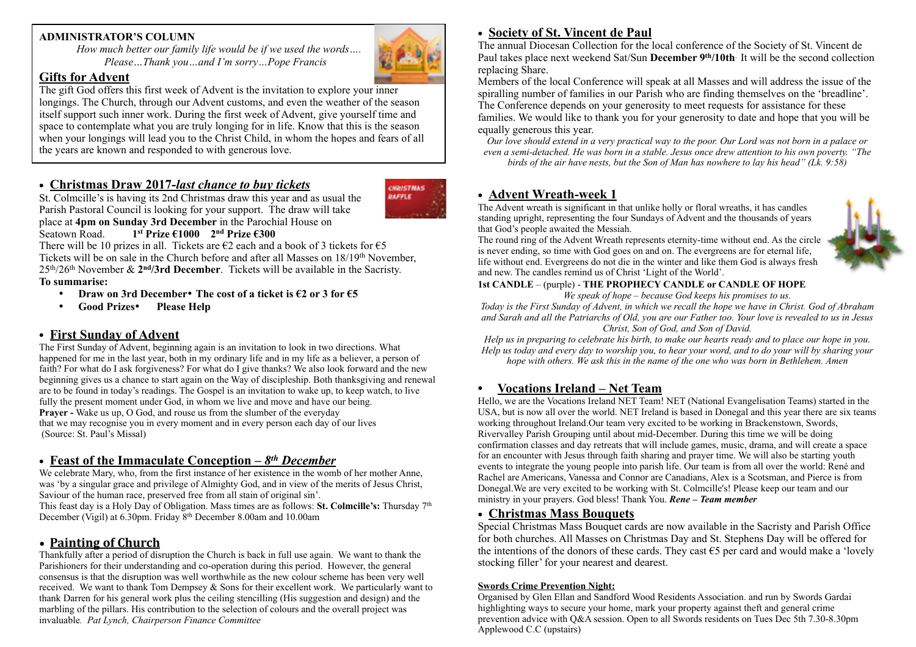**ADMINISTRATOR'S COLUMN**

*How much better our family life would be if we used the words….*
*Please…Thank you…and I'm sorry…Pope Francis*

## Gifts for Advent

The gift God offers this first week of Advent is the invitation to explore your inner longings. The Church, through our Advent customs, and even the weather of the season itself support such inner work. During the first week of Advent, give yourself time and space to contemplate what you are truly longing for in life. Know that this is the season when your longings will lead you to the Christ Child, in whom the hopes and fears of all the years are known and responded to with generous love.

## Christmas Draw 2017-*last chance to buy tickets*

St. Colmcille's is having its 2nd Christmas draw this year and as usual the Parish Pastoral Council is looking for your support. The draw will take place at **4pm on Sunday 3rd December** in the Parochial House on Seatown Road. **1st Prize €1000 2nd Prize €300**

There will be 10 prizes in all. Tickets are €2 each and a book of 3 tickets for €5 Tickets will be on sale in the Church before and after all Masses on 18/19th November, 25th/26th November & **2nd/3rd December**. Tickets will be available in the Sacristy.

**To summarise:**

- **Draw on 3rd December• The cost of a ticket is €2 or 3 for €5**
- **Good Prizes• Please Help**

## First Sunday of Advent

The First Sunday of Advent, beginning again is an invitation to look in two directions. What happened for me in the last year, both in my ordinary life and in my life as a believer, a person of faith? For what do I ask forgiveness? For what do I give thanks? We also look forward and the new beginning gives us a chance to start again on the Way of discipleship. Both thanksgiving and renewal are to be found in today's readings. The Gospel is an invitation to wake up, to keep watch, to live fully the present moment under God, in whom we live and move and have our being.

**Prayer -** Wake us up, O God, and rouse us from the slumber of the everyday
that we may recognise you in every moment and in every person each day of our lives
(Source: St. Paul's Missal)

## Feast of the Immaculate Conception – *8th December*

We celebrate Mary, who, from the first instance of her existence in the womb of her mother Anne, was 'by a singular grace and privilege of Almighty God, and in view of the merits of Jesus Christ, Saviour of the human race, preserved free from all stain of original sin'.

This feast day is a Holy Day of Obligation. Mass times are as follows: **St. Colmcille's:** Thursday 7th December (Vigil) at 6.30pm. Friday 8th December 8.00am and 10.00am

## Painting of Church

Thankfully after a period of disruption the Church is back in full use again. We want to thank the Parishioners for their understanding and co-operation during this period. However, the general consensus is that the disruption was well worthwhile as the new colour scheme has been very well received. We want to thank Tom Dempsey & Sons for their excellent work. We particularly want to thank Darren for his general work plus the ceiling stencilling (His suggestion and design) and the marbling of the pillars. His contribution to the selection of colours and the overall project was invaluable. *Pat Lynch, Chairperson Finance Committee*

## Society of St. Vincent de Paul

The annual Diocesan Collection for the local conference of the Society of St. Vincent de Paul takes place next weekend Sat/Sun **December 9th/10th**. It will be the second collection replacing Share.

Members of the local Conference will speak at all Masses and will address the issue of the spiralling number of families in our Parish who are finding themselves on the 'breadline'. The Conference depends on your generosity to meet requests for assistance for these families. We would like to thank you for your generosity to date and hope that you will be equally generous this year.

*Our love should extend in a very practical way to the poor. Our Lord was not born in a palace or even a semi-detached. He was born in a stable. Jesus once drew attention to his own poverty. "The birds of the air have nests, but the Son of Man has nowhere to lay his head" (Lk. 9:58)*

## Advent Wreath-week 1

The Advent wreath is significant in that unlike holly or floral wreaths, it has candles standing upright, representing the four Sundays of Advent and the thousands of years that God's people awaited the Messiah.

The round ring of the Advent Wreath represents eternity-time without end. As the circle is never ending, so time with God goes on and on. The evergreens are for eternal life, life without end. Evergreens do not die in the winter and like them God is always fresh and new. The candles remind us of Christ 'Light of the World'.

**1st CANDLE** – (purple) - **THE PROPHECY CANDLE or CANDLE OF HOPE**

*We speak of hope – because God keeps his promises to us.*

*Today is the First Sunday of Advent, in which we recall the hope we have in Christ. God of Abraham and Sarah and all the Patriarchs of Old, you are our Father too. Your love is revealed to us in Jesus Christ, Son of God, and Son of David.*

*Help us in preparing to celebrate his birth, to make our hearts ready and to place our hope in you. Help us today and every day to worship you, to hear your word, and to do your will by sharing your hope with others. We ask this in the name of the one who was born in Bethlehem. Amen*

## Vocations Ireland – Net Team

Hello, we are the Vocations Ireland NET Team! NET (National Evangelisation Teams) started in the USA, but is now all over the world. NET Ireland is based in Donegal and this year there are six teams working throughout Ireland.Our team very excited to be working in Brackenstown, Swords, Rivervalley Parish Grouping until about mid-December. During this time we will be doing confirmation classes and day retreats that will include games, music, drama, and will create a space for an encounter with Jesus through faith sharing and prayer time. We will also be starting youth events to integrate the young people into parish life. Our team is from all over the world: René and Rachel are Americans, Vanessa and Connor are Canadians, Alex is a Scotsman, and Pierce is from Donegal.We are very excited to be working with St. Colmcille's! Please keep our team and our ministry in your prayers. God bless! Thank You. ***Rene – Team member***

## Christmas Mass Bouquets

Special Christmas Mass Bouquet cards are now available in the Sacristy and Parish Office for both churches. All Masses on Christmas Day and St. Stephens Day will be offered for the intentions of the donors of these cards. They cost €5 per card and would make a 'lovely stocking filler' for your nearest and dearest.

**Swords Crime Prevention Night:**

Organised by Glen Ellan and Sandford Wood Residents Association. and run by Swords Gardai highlighting ways to secure your home, mark your property against theft and general crime prevention advice with Q&A session. Open to all Swords residents on Tues Dec 5th 7.30-8.30pm Applewood C.C (upstairs)